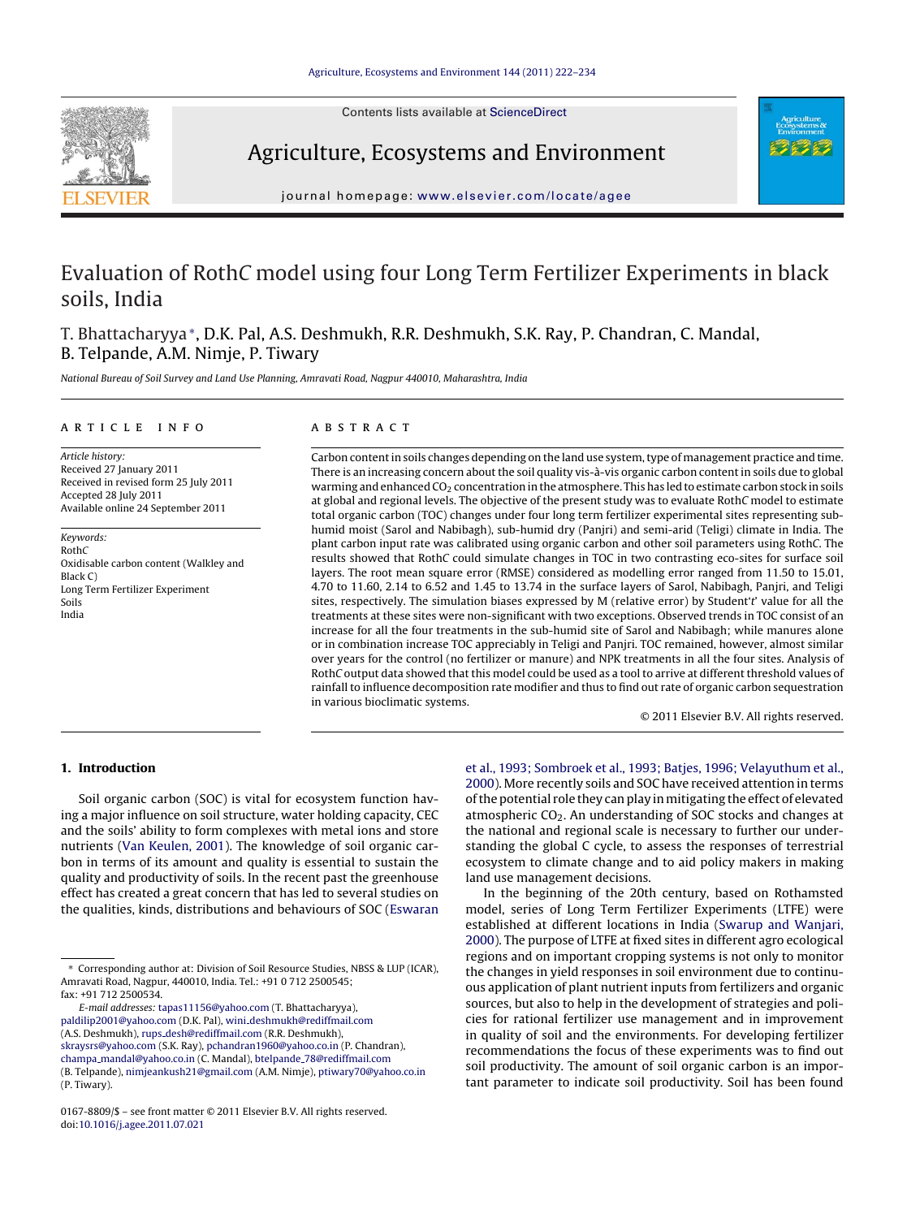# Evaluation of Roth*C* model using four Long Term Fertilizer Experiments in black soils, India

T. Bhattacharyya*, D.K. Pal, A.S. Deshmukh, R.R. Deshmukh, S.K. Ray, P. Chandran, C. Mandal, B. Telpande, A.M. Nimje, P. Tiwary

*National Bureau of Soil Survey and Land Use Planning, Amravati Road, Nagpur 440010, Maharashtra, India*

## ARTICLE INFO

*Article history:*
Received 27 January 2011
Received in revised form 25 July 2011
Accepted 28 July 2011
Available online 24 September 2011

*Keywords:*
Roth*C*
Oxidisable carbon content (Walkley and Black C)
Long Term Fertilizer Experiment
Soils
India

## ABSTRACT

Carbon content in soils changes depending on the land use system, type of management practice and time. There is an increasing concern about the soil quality vis-à-vis organic carbon content in soils due to global warming and enhanced $CO_2$ concentration in the atmosphere. This has led to estimate carbon stock in soils at global and regional levels. The objective of the present study was to evaluate Roth*C* model to estimate total organic carbon (TOC) changes under four long term fertilizer experimental sites representing sub-humid moist (Sarol and Nabibagh), sub-humid dry (Panjri) and semi-arid (Teligi) climate in India. The plant carbon input rate was calibrated using organic carbon and other soil parameters using Roth*C*. The results showed that Roth*C* could simulate changes in TOC in two contrasting eco-sites for surface soil layers. The root mean square error (RMSE) considered as modelling error ranged from 11.50 to 15.01, 4.70 to 11.60, 2.14 to 6.52 and 1.45 to 13.74 in the surface layers of Sarol, Nabibagh, Panjri, and Teligi sites, respectively. The simulation biases expressed by M (relative error) by Student't' value for all the treatments at these sites were non-significant with two exceptions. Observed trends in TOC consist of an increase for all the four treatments in the sub-humid site of Sarol and Nabibagh; while manures alone or in combination increase TOC appreciably in Teligi and Panjri. TOC remained, however, almost similar over years for the control (no fertilizer or manure) and NPK treatments in all the four sites. Analysis of Roth*C* output data showed that this model could be used as a tool to arrive at different threshold values of rainfall to influence decomposition rate modifier and thus to find out rate of organic carbon sequestration in various bioclimatic systems.

© 2011 Elsevier B.V. All rights reserved.

## 1. Introduction

Soil organic carbon (SOC) is vital for ecosystem function having a major influence on soil structure, water holding capacity, CEC and the soils' ability to form complexes with metal ions and store nutrients (Van Keulen, 2001). The knowledge of soil organic carbon in terms of its amount and quality is essential to sustain the quality and productivity of soils. In the recent past the greenhouse effect has created a great concern that has led to several studies on the qualities, kinds, distributions and behaviours of SOC (Eswaran et al., 1993; Sombroek et al., 1993; Batjes, 1996; Velayuthum et al., 2000). More recently soils and SOC have received attention in terms of the potential role they can play in mitigating the effect of elevated atmospheric $CO_2$. An understanding of SOC stocks and changes at the national and regional scale is necessary to further our understanding the global C cycle, to assess the responses of terrestrial ecosystem to climate change and to aid policy makers in making land use management decisions.

In the beginning of the 20th century, based on Rothamsted model, series of Long Term Fertilizer Experiments (LTFE) were established at different locations in India (Swarup and Wanjari, 2000). The purpose of LTFE at fixed sites in different agro ecological regions and on important cropping systems is not only to monitor the changes in yield responses in soil environment due to continuous application of plant nutrient inputs from fertilizers and organic sources, but also to help in the development of strategies and policies for rational fertilizer use management and in improvement in quality of soil and the environments. For developing fertilizer recommendations the focus of these experiments was to find out soil productivity. The amount of soil organic carbon is an important parameter to indicate soil productivity. Soil has been found

---

* Corresponding author at: Division of Soil Resource Studies, NBSS & LUP (ICAR), Amravati Road, Nagpur, 440010, India. Tel.: +91 0 712 2500545; fax: +91 712 2500534.

*E-mail addresses:* tapas11156@yahoo.com (T. Bhattacharyya), paldilip2001@yahoo.com (D.K. Pal), wini_deshmukh@rediffmail.com (A.S. Deshmukh), rups_desh@rediffmail.com (R.R. Deshmukh), skraysrs@yahoo.com (S.K. Ray), pchandran1960@yahoo.co.in (P. Chandran), champa_mandal@yahoo.co.in (C. Mandal), btelpande_78@rediffmail.com (B. Telpande), nimjeankush21@gmail.com (A.M. Nimje), ptiwary70@yahoo.co.in (P. Tiwary).

0167-8809/$ – see front matter © 2011 Elsevier B.V. All rights reserved.
doi:10.1016/j.agee.2011.07.021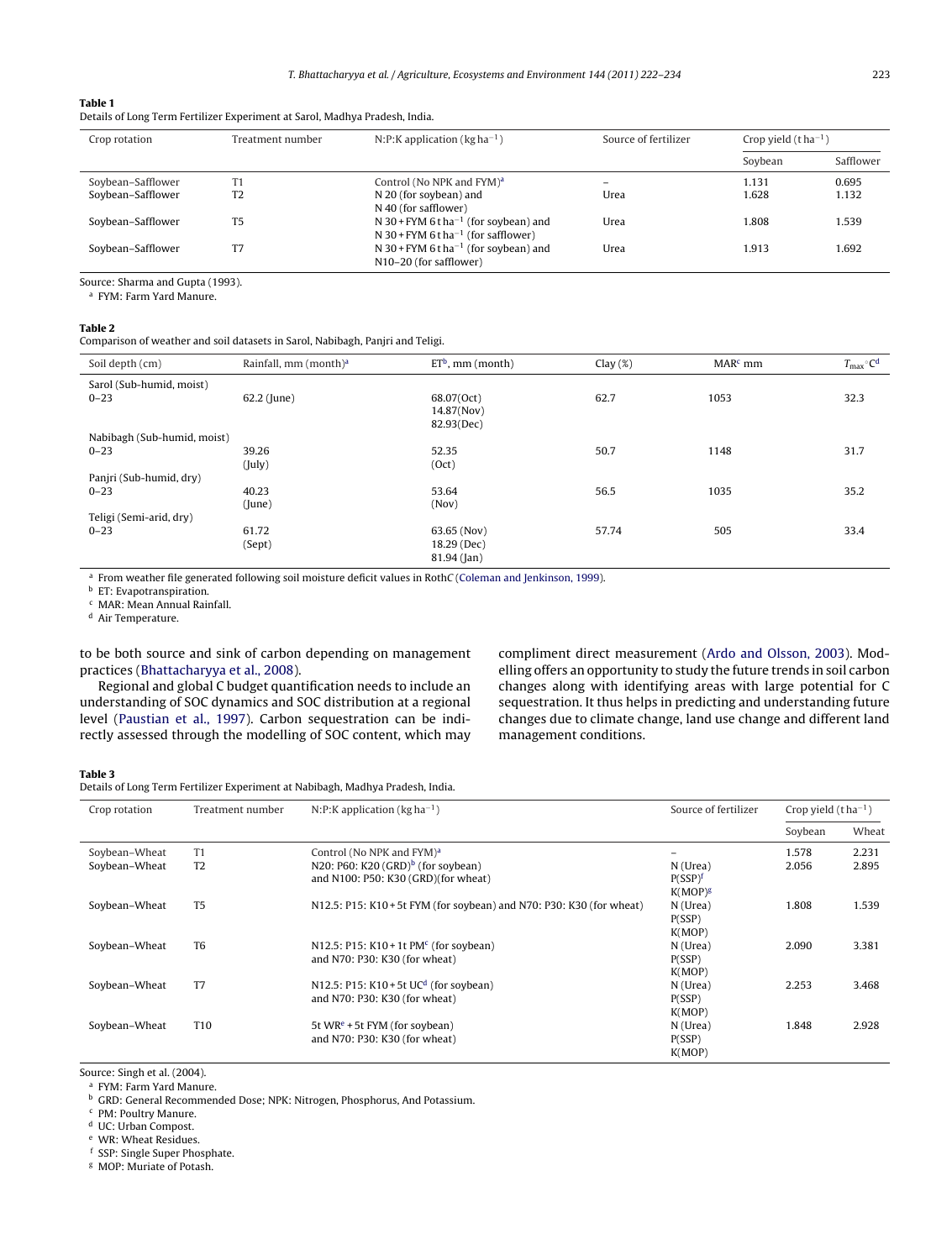**Table 1**
Details of Long Term Fertilizer Experiment at Sarol, Madhya Pradesh, India.

| Crop rotation | Treatment number | N:P:K application ($kg\ ha^{-1}$) | Source of fertilizer | Crop yield ($t\ ha^{-1}$) | |
|---|---|---|---|---|---|
| | | | | Soybean | Safflower |
| Soybean–Safflower | T1 | Control (No NPK and FYM)[a] | – | 1.131 | 0.695 |
| Soybean–Safflower | T2 | N 20 (for soybean) and N 40 (for safflower) | Urea | 1.628 | 1.132 |
| Soybean–Safflower | T5 | N 30 + FYM 6 $t\ ha^{-1}$ (for soybean) and N 30 + FYM 6 $t\ ha^{-1}$ (for safflower) | Urea | 1.808 | 1.539 |
| Soybean–Safflower | T7 | N 30 + FYM 6 $t\ ha^{-1}$ (for soybean) and N10–20 (for safflower) | Urea | 1.913 | 1.692 |

Source: Sharma and Gupta (1993).
[a] FYM: Farm Yard Manure.

**Table 2**
Comparison of weather and soil datasets in Sarol, Nabibagh, Panjri and Teligi.

| Soil depth (cm) | Rainfall, mm (month)[a] | ET[b], mm (month) | Clay (%) | MAR[c] mm | $T_{max}$ °C[d] |
|---|---|---|---|---|---|
| Sarol (Sub-humid, moist) | | | | | |
| 0–23 | 62.2 (June) | 68.07(Oct) 14.87(Nov) 82.93(Dec) | 62.7 | 1053 | 32.3 |
| Nabibagh (Sub-humid, moist) | | | | | |
| 0–23 | 39.26 (July) | 52.35 (Oct) | 50.7 | 1148 | 31.7 |
| Panjri (Sub-humid, dry) | | | | | |
| 0–23 | 40.23 (June) | 53.64 (Nov) | 56.5 | 1035 | 35.2 |
| Teligi (Semi-arid, dry) | | | | | |
| 0–23 | 61.72 (Sept) | 63.65 (Nov) 18.29 (Dec) 81.94 (Jan) | 57.74 | 505 | 33.4 |

[a] From weather file generated following soil moisture deficit values in RothC (Coleman and Jenkinson, 1999).
[b] ET: Evapotranspiration.
[c] MAR: Mean Annual Rainfall.
[d] Air Temperature.

to be both source and sink of carbon depending on management practices (Bhattacharyya et al., 2008).

Regional and global C budget quantification needs to include an understanding of SOC dynamics and SOC distribution at a regional level (Paustian et al., 1997). Carbon sequestration can be indirectly assessed through the modelling of SOC content, which may compliment direct measurement (Ardo and Olsson, 2003). Modelling offers an opportunity to study the future trends in soil carbon changes along with identifying areas with large potential for C sequestration. It thus helps in predicting and understanding future changes due to climate change, land use change and different land management conditions.

**Table 3**
Details of Long Term Fertilizer Experiment at Nabibagh, Madhya Pradesh, India.

| Crop rotation | Treatment number | N:P:K application ($kg\ ha^{-1}$) | Source of fertilizer | Crop yield ($t\ ha^{-1}$) | |
|---|---|---|---|---|---|
| | | | | Soybean | Wheat |
| Soybean–Wheat | T1 | Control (No NPK and FYM)[a] | – | 1.578 | 2.231 |
| Soybean–Wheat | T2 | N20: P60: K20 (GRD)[b] (for soybean) and N100: P50: K30 (GRD)(for wheat) | N (Urea) P(SSP)[f] K(MOP)[g] | 2.056 | 2.895 |
| Soybean–Wheat | T5 | N12.5: P15: K10 + 5t FYM (for soybean) and N70: P30: K30 (for wheat) | N (Urea) P(SSP) K(MOP) | 1.808 | 1.539 |
| Soybean–Wheat | T6 | N12.5: P15: K10 + 1t PM[c] (for soybean) and N70: P30: K30 (for wheat) | N (Urea) P(SSP) K(MOP) | 2.090 | 3.381 |
| Soybean–Wheat | T7 | N12.5: P15: K10 + 5t UC[d] (for soybean) and N70: P30: K30 (for wheat) | N (Urea) P(SSP) K(MOP) | 2.253 | 3.468 |
| Soybean–Wheat | T10 | 5t WR[e] + 5t FYM (for soybean) and N70: P30: K30 (for wheat) | N (Urea) P(SSP) K(MOP) | 1.848 | 2.928 |

Source: Singh et al. (2004).
[a] FYM: Farm Yard Manure.
[b] GRD: General Recommended Dose; NPK: Nitrogen, Phosphorus, And Potassium.
[c] PM: Poultry Manure.
[d] UC: Urban Compost.
[e] WR: Wheat Residues.
[f] SSP: Single Super Phosphate.
[g] MOP: Muriate of Potash.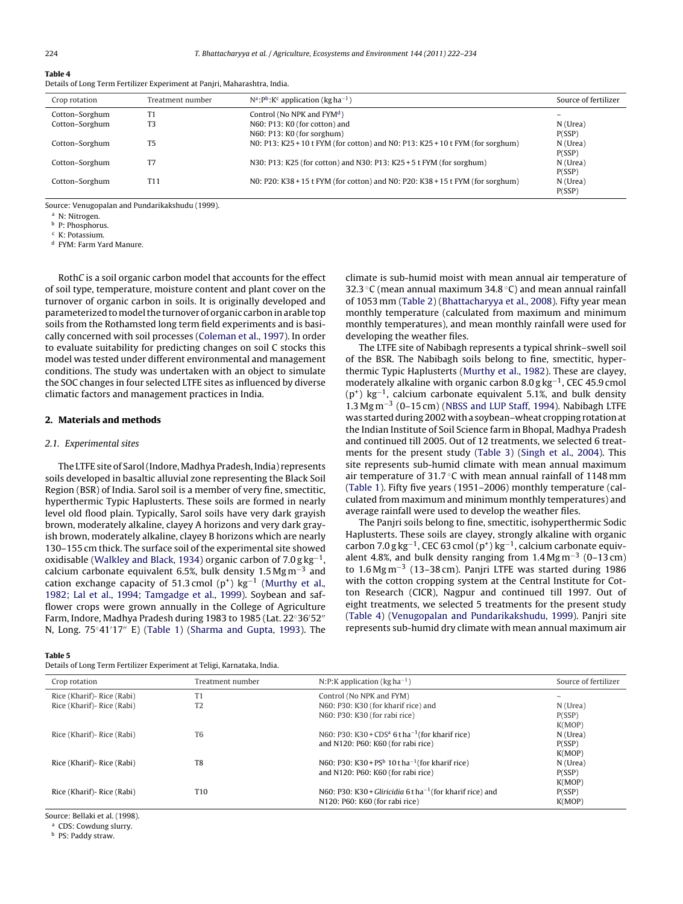**Table 4**
Details of Long Term Fertilizer Experiment at Panjri, Maharashtra, India.

| Crop rotation | Treatment number | N[a]:P[b]:K[c] application (kg $ha^{-1}$) | Source of fertilizer |
|---|---|---|---|
| Cotton–Sorghum | T1 | Control (No NPK and FYM[d]) | – |
| Cotton–Sorghum | T3 | N60: P13: K0 (for cotton) and<br>N60: P13: K0 (for sorghum) | N (Urea)<br>P(SSP) |
| Cotton–Sorghum | T5 | N0: P13: K25 + 10 t FYM (for cotton) and N0: P13: K25 + 10 t FYM (for sorghum) | N (Urea)<br>P(SSP) |
| Cotton–Sorghum | T7 | N30: P13: K25 (for cotton) and N30: P13: K25 + 5 t FYM (for sorghum) | N (Urea)<br>P(SSP) |
| Cotton–Sorghum | T11 | N0: P20: K38 + 15 t FYM (for cotton) and N0: P20: K38 + 15 t FYM (for sorghum) | N (Urea)<br>P(SSP) |

Source: Venugopalan and Pundarikakshudu (1999).
[a] N: Nitrogen.
[b] P: Phosphorus.
[c] K: Potassium.
[d] FYM: Farm Yard Manure.

RothC is a soil organic carbon model that accounts for the effect of soil type, temperature, moisture content and plant cover on the turnover of organic carbon in soils. It is originally developed and parameterized to model the turnover of organic carbon in arable top soils from the Rothamsted long term field experiments and is basically concerned with soil processes (Coleman et al., 1997). In order to evaluate suitability for predicting changes on soil C stocks this model was tested under different environmental and management conditions. The study was undertaken with an object to simulate the SOC changes in four selected LTFE sites as influenced by diverse climatic factors and management practices in India.

## 2. Materials and methods

### 2.1. Experimental sites

The LTFE site of Sarol (Indore, Madhya Pradesh, India) represents soils developed in basaltic alluvial zone representing the Black Soil Region (BSR) of India. Sarol soil is a member of very fine, smectitic, hyperthermic Typic Haplusterts. These soils are formed in nearly level old flood plain. Typically, Sarol soils have very dark grayish brown, moderately alkaline, clayey A horizons and very dark grayish brown, moderately alkaline, clayey B horizons which are nearly 130–155 cm thick. The surface soil of the experimental site showed oxidisable (Walkley and Black, 1934) organic carbon of 7.0 g $kg^{-1}$, calcium carbonate equivalent 6.5%, bulk density 1.5 Mg $m^{-3}$ and cation exchange capacity of 51.3 cmol ($p^+$) $kg^{-1}$ (Murthy et al., 1982; Lal et al., 1994; Tamgadge et al., 1999). Soybean and safflower crops were grown annually in the College of Agriculture Farm, Indore, Madhya Pradesh during 1983 to 1985 (Lat. 22°36′52″ N, Long. 75°41′17″ E) (Table 1) (Sharma and Gupta, 1993). The climate is sub-humid moist with mean annual air temperature of 32.3 °C (mean annual maximum 34.8 °C) and mean annual rainfall of 1053 mm (Table 2) (Bhattacharyya et al., 2008). Fifty year mean monthly temperature (calculated from maximum and minimum monthly temperatures), and mean monthly rainfall were used for developing the weather files.

The LTFE site of Nabibagh represents a typical shrink–swell soil of the BSR. The Nabibagh soils belong to fine, smectitic, hyperthermic Typic Haplusterts (Murthy et al., 1982). These are clayey, moderately alkaline with organic carbon 8.0 g $kg^{-1}$, CEC 45.9 cmol ($p^+$) $kg^{-1}$, calcium carbonate equivalent 5.1%, and bulk density 1.3 Mg $m^{-3}$ (0–15 cm) (NBSS and LUP Staff, 1994). Nabibagh LTFE was started during 2002 with a soybean–wheat cropping rotation at the Indian Institute of Soil Science farm in Bhopal, Madhya Pradesh and continued till 2005. Out of 12 treatments, we selected 6 treatments for the present study (Table 3) (Singh et al., 2004). This site represents sub-humid climate with mean annual maximum air temperature of 31.7 °C with mean annual rainfall of 1148 mm (Table 1). Fifty five years (1951–2006) monthly temperature (calculated from maximum and minimum monthly temperatures) and average rainfall were used to develop the weather files.

The Panjri soils belong to fine, smectitic, isohyperthermic Sodic Haplusterts. These soils are clayey, strongly alkaline with organic carbon 7.0 g $kg^{-1}$, CEC 63 cmol ($p^+$) $kg^{-1}$, calcium carbonate equivalent 4.8%, and bulk density ranging from 1.4 Mg $m^{-3}$ (0–13 cm) to 1.6 Mg $m^{-3}$ (13–38 cm). Panjri LTFE was started during 1986 with the cotton cropping system at the Central Institute for Cotton Research (CICR), Nagpur and continued till 1997. Out of eight treatments, we selected 5 treatments for the present study (Table 4) (Venugopalan and Pundarikakshudu, 1999). Panjri site represents sub-humid dry climate with mean annual maximum air

**Table 5**
Details of Long Term Fertilizer Experiment at Teligi, Karnataka, India.

| Crop rotation | Treatment number | N:P:K application (kg $ha^{-1}$) | Source of fertilizer |
|---|---|---|---|
| Rice (Kharif)- Rice (Rabi) | T1 | Control (No NPK and FYM) | – |
| Rice (Kharif)- Rice (Rabi) | T2 | N60: P30: K30 (for kharif rice) and<br>N60: P30: K30 (for rabi rice) | N (Urea)<br>P(SSP)<br>K(MOP) |
| Rice (Kharif)- Rice (Rabi) | T6 | N60: P30: K30 + CDS[a] 6 t $ha^{-1}$ (for kharif rice)<br>and N120: P60: K60 (for rabi rice) | N (Urea)<br>P(SSP)<br>K(MOP) |
| Rice (Kharif)- Rice (Rabi) | T8 | N60: P30: K30 + PS[b] 10 t $ha^{-1}$ (for kharif rice)<br>and N120: P60: K60 (for rabi rice) | N (Urea)<br>P(SSP)<br>K(MOP) |
| Rice (Kharif)- Rice (Rabi) | T10 | N60: P30: K30 + *Gliricidia* 6 t $ha^{-1}$ (for kharif rice) and<br>N120: P60: K60 (for rabi rice) | P(SSP)<br>K(MOP) |

Source: Bellaki et al. (1998).
[a] CDS: Cowdung slurry.
[b] PS: Paddy straw.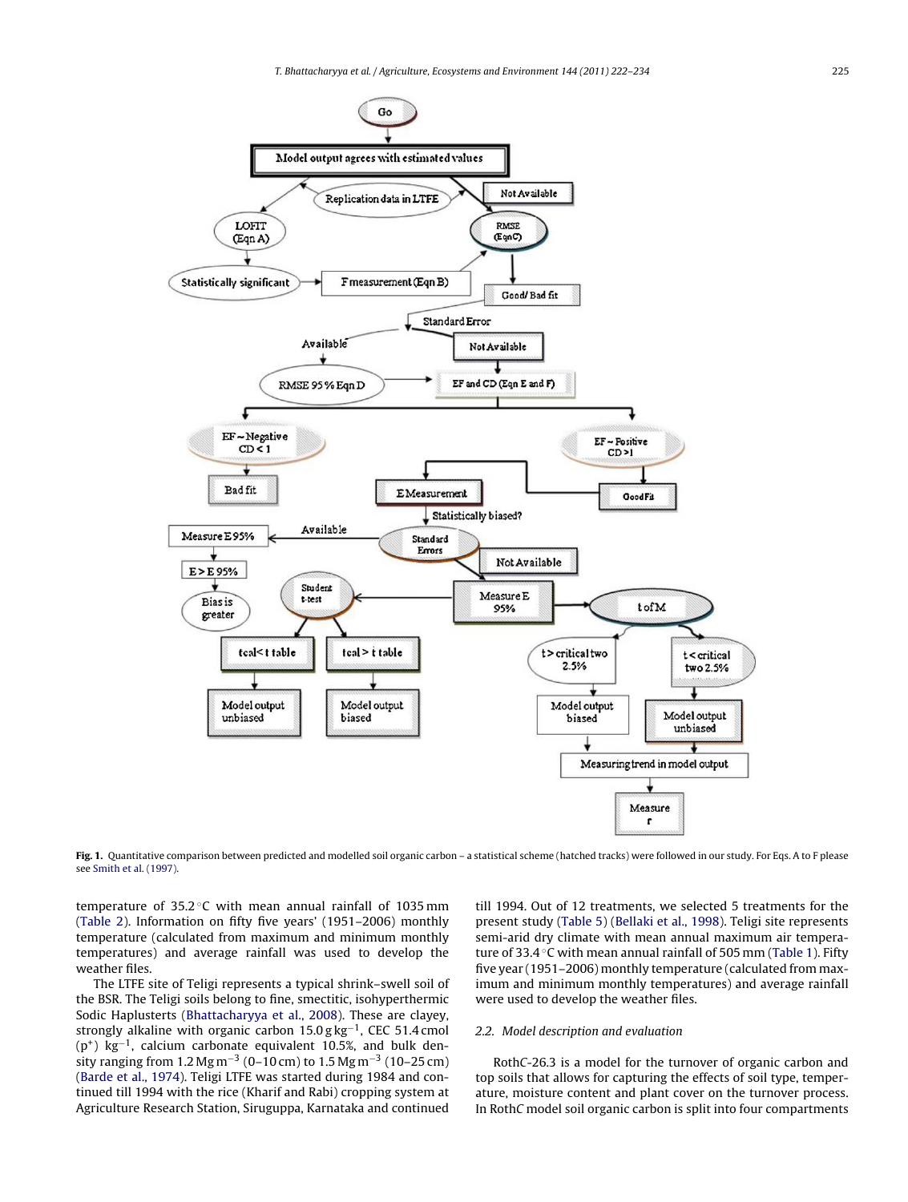Fig. 1. Quantitative comparison between predicted and modelled soil organic carbon – a statistical scheme (hatched tracks) were followed in our study. For Eqs. A to F please see Smith et al. (1997).

temperature of 35.2 °C with mean annual rainfall of 1035 mm (Table 2). Information on fifty five years' (1951–2006) monthly temperature (calculated from maximum and minimum monthly temperatures) and average rainfall was used to develop the weather files.

The LTFE site of Teligi represents a typical shrink–swell soil of the BSR. The Teligi soils belong to fine, smectitic, isohyperthermic Sodic Haplusterts (Bhattacharyya et al., 2008). These are clayey, strongly alkaline with organic carbon 15.0 g $kg^{-1}$, CEC 51.4 cmol ($p^+$) $kg^{-1}$, calcium carbonate equivalent 10.5%, and bulk density ranging from 1.2 Mg $m^{-3}$ (0–10 cm) to 1.5 Mg $m^{-3}$ (10–25 cm) (Barde et al., 1974). Teligi LTFE was started during 1984 and continued till 1994 with the rice (Kharif and Rabi) cropping system at Agriculture Research Station, Siruguppa, Karnataka and continued till 1994. Out of 12 treatments, we selected 5 treatments for the present study (Table 5) (Bellaki et al., 1998). Teligi site represents semi-arid dry climate with mean annual maximum air temperature of 33.4 °C with mean annual rainfall of 505 mm (Table 1). Fifty five year (1951–2006) monthly temperature (calculated from maximum and minimum monthly temperatures) and average rainfall were used to develop the weather files.

### 2.2. Model description and evaluation

RothC-26.3 is a model for the turnover of organic carbon and top soils that allows for capturing the effects of soil type, temperature, moisture content and plant cover on the turnover process. In RothC model soil organic carbon is split into four compartments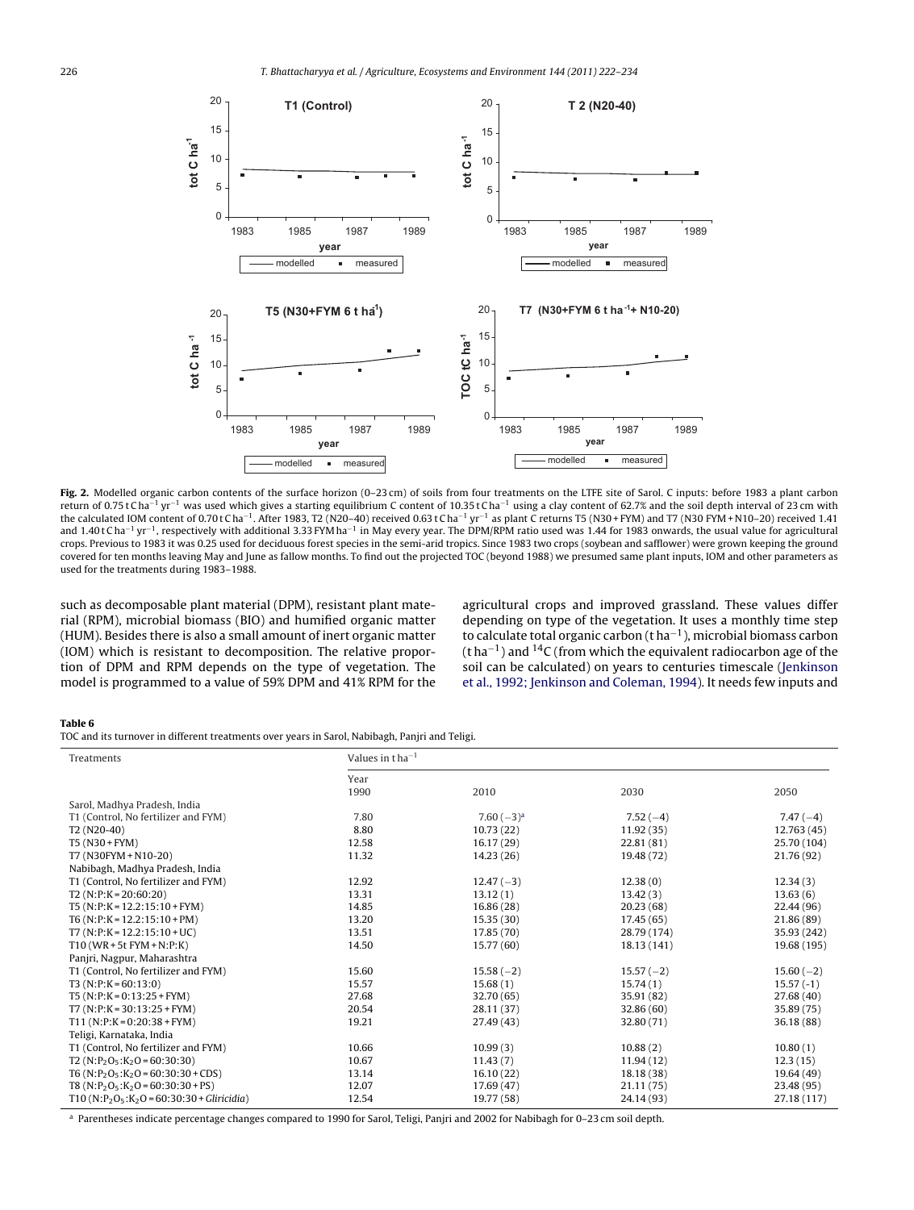**Fig. 2.** Modelled organic carbon contents of the surface horizon (0–23 cm) of soils from four treatments on the LTFE site of Sarol. C inputs: before 1983 a plant carbon return of 0.75 t C ha$^{-1}$ yr$^{-1}$ was used which gives a starting equilibrium C content of 10.35 t C ha$^{-1}$ using a clay content of 62.7% and the soil depth interval of 23 cm with the calculated IOM content of 0.70 t C ha$^{-1}$. After 1983, T2 (N20–40) received 0.63 t C ha$^{-1}$ yr$^{-1}$ as plant C returns T5 (N30 + FYM) and T7 (N30 FYM + N10–20) received 1.41 and 1.40 t C ha$^{-1}$ yr$^{-1}$, respectively with additional 3.33 FYM ha$^{-1}$ in May every year. The DPM/RPM ratio used was 1.44 for 1983 onwards, the usual value for agricultural crops. Previous to 1983 it was 0.25 used for deciduous forest species in the semi-arid tropics. Since 1983 two crops (soybean and safflower) were grown keeping the ground covered for ten months leaving May and June as fallow months. To find out the projected TOC (beyond 1988) we presumed same plant inputs, IOM and other parameters as used for the treatments during 1983–1988.

such as decomposable plant material (DPM), resistant plant material (RPM), microbial biomass (BIO) and humified organic matter (HUM). Besides there is also a small amount of inert organic matter (IOM) which is resistant to decomposition. The relative proportion of DPM and RPM depends on the type of vegetation. The model is programmed to a value of 59% DPM and 41% RPM for the agricultural crops and improved grassland. These values differ depending on type of the vegetation. It uses a monthly time step to calculate total organic carbon (t ha$^{-1}$), microbial biomass carbon (t ha$^{-1}$) and $^{14}C$ (from which the equivalent radiocarbon age of the soil can be calculated) on years to centuries timescale (Jenkinson et al., 1992; Jenkinson and Coleman, 1994). It needs few inputs and

**Table 6**
TOC and its turnover in different treatments over years in Sarol, Nabibagh, Panjri and Teligi.

| Treatments | Values in t ha$^{-1}$ | | | |
|---|---|---|---|---|
| | Year<br>1990 | 2010 | 2030 | 2050 |
| Sarol, Madhya Pradesh, India | | | | |
| T1 (Control, No fertilizer and FYM) | 7.80 | 7.60 (−3)[a] | 7.52 (−4) | 7.47 (−4) |
| T2 (N20-40) | 8.80 | 10.73 (22) | 11.92 (35) | 12.763 (45) |
| T5 (N30 + FYM) | 12.58 | 16.17 (29) | 22.81 (81) | 25.70 (104) |
| T7 (N30FYM + N10-20) | 11.32 | 14.23 (26) | 19.48 (72) | 21.76 (92) |
| Nabibagh, Madhya Pradesh, India | | | | |
| T1 (Control, No fertilizer and FYM) | 12.92 | 12.47 (−3) | 12.38 (0) | 12.34 (3) |
| T2 (N:P:K = 20:60:20) | 13.31 | 13.12 (1) | 13.42 (3) | 13.63 (6) |
| T5 (N:P:K = 12.2:15:10 + FYM) | 14.85 | 16.86 (28) | 20.23 (68) | 22.44 (96) |
| T6 (N:P:K = 12.2:15:10 + PM) | 13.20 | 15.35 (30) | 17.45 (65) | 21.86 (89) |
| T7 (N:P:K = 12.2:15:10 + UC) | 13.51 | 17.85 (70) | 28.79 (174) | 35.93 (242) |
| T10 (WR + 5t FYM + N:P:K) | 14.50 | 15.77 (60) | 18.13 (141) | 19.68 (195) |
| Panjri, Nagpur, Maharashtra | | | | |
| T1 (Control, No fertilizer and FYM) | 15.60 | 15.58 (−2) | 15.57 (−2) | 15.60 (−2) |
| T3 (N:P:K = 60:13:0) | 15.57 | 15.68 (1) | 15.74 (1) | 15.57 (-1) |
| T5 (N:P:K = 0:13:25 + FYM) | 27.68 | 32.70 (65) | 35.91 (82) | 27.68 (40) |
| T7 (N:P:K = 30:13:25 + FYM) | 20.54 | 28.11 (37) | 32.86 (60) | 35.89 (75) |
| T11 (N:P:K = 0:20:38 + FYM) | 19.21 | 27.49 (43) | 32.80 (71) | 36.18 (88) |
| Teligi, Karnataka, India | | | | |
| T1 (Control, No fertilizer and FYM) | 10.66 | 10.99 (3) | 10.88 (2) | 10.80 (1) |
| T2 ($N:P_2O_5:K_2O$ = 60:30:30) | 10.67 | 11.43 (7) | 11.94 (12) | 12.3 (15) |
| T6 ($N:P_2O_5:K_2O$ = 60:30:30 + CDS) | 13.14 | 16.10 (22) | 18.18 (38) | 19.64 (49) |
| T8 ($N:P_2O_5:K_2O$ = 60:30:30 + PS) | 12.07 | 17.69 (47) | 21.11 (75) | 23.48 (95) |
| T10 ($N:P_2O_5:K_2O$ = 60:30:30 + *Gliricidia*) | 12.54 | 19.77 (58) | 24.14 (93) | 27.18 (117) |

[a] Parentheses indicate percentage changes compared to 1990 for Sarol, Teligi, Panjri and 2002 for Nabibagh for 0–23 cm soil depth.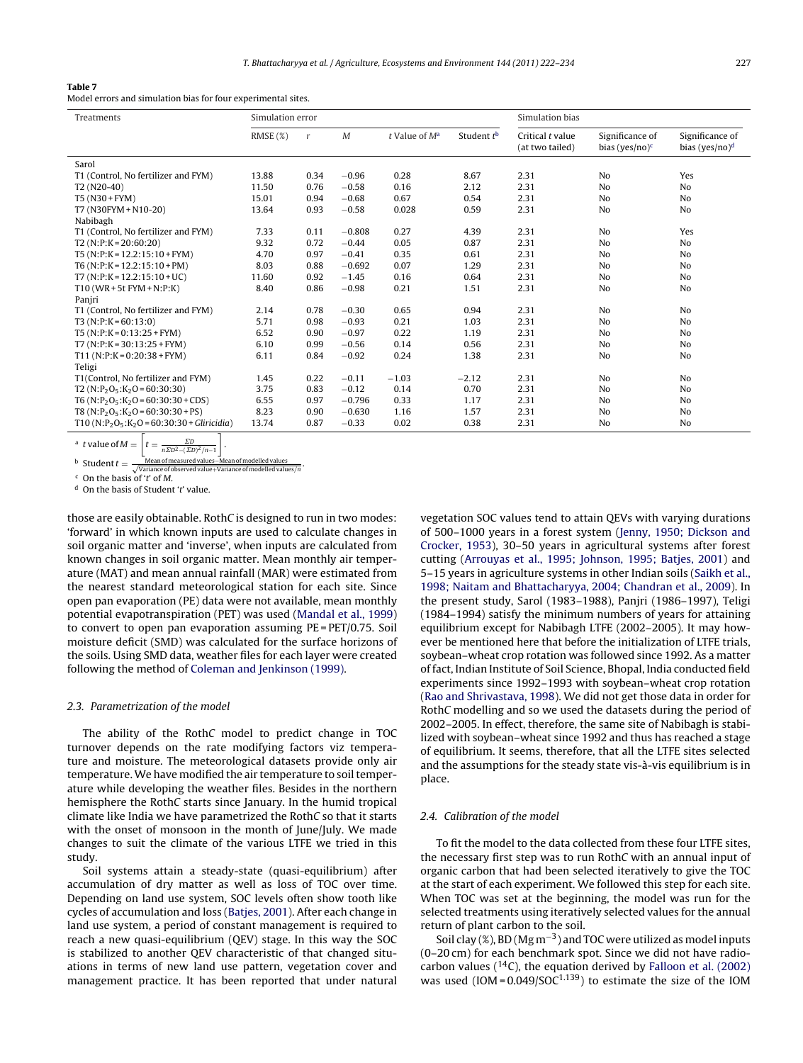**Table 7**
Model errors and simulation bias for four experimental sites.

| Treatments | Simulation error | | | | | Simulation bias | | |
|---|---|---|---|---|---|---|---|---|
| | RMSE (%) | $r$ | $M$ | $t$ Value of $M$[a] | Student $t$[b] | Critical $t$ value (at two tailed) | Significance of bias (yes/no)[c] | Significance of bias (yes/no)[d] |
| Sarol | | | | | | | | |
| T1 (Control, No fertilizer and FYM) | 13.88 | 0.34 | −0.96 | 0.28 | 8.67 | 2.31 | No | Yes |
| T2 (N20-40) | 11.50 | 0.76 | −0.58 | 0.16 | 2.12 | 2.31 | No | No |
| T5 (N30 + FYM) | 15.01 | 0.94 | −0.68 | 0.67 | 0.54 | 2.31 | No | No |
| T7 (N30FYM + N10-20) | 13.64 | 0.93 | −0.58 | 0.028 | 0.59 | 2.31 | No | No |
| Nabibagh | | | | | | | | |
| T1 (Control, No fertilizer and FYM) | 7.33 | 0.11 | −0.808 | 0.27 | 4.39 | 2.31 | No | Yes |
| T2 (N:P:K = 20:60:20) | 9.32 | 0.72 | −0.44 | 0.05 | 0.87 | 2.31 | No | No |
| T5 (N:P:K = 12.2:15:10 + FYM) | 4.70 | 0.97 | −0.41 | 0.35 | 0.61 | 2.31 | No | No |
| T6 (N:P:K = 12.2:15:10 + PM) | 8.03 | 0.88 | −0.692 | 0.07 | 1.29 | 2.31 | No | No |
| T7 (N:P:K = 12.2:15:10 + UC) | 11.60 | 0.92 | −1.45 | 0.16 | 0.64 | 2.31 | No | No |
| T10 (WR + 5t FYM + N:P:K) | 8.40 | 0.86 | −0.98 | 0.21 | 1.51 | 2.31 | No | No |
| Panjri | | | | | | | | |
| T1 (Control, No fertilizer and FYM) | 2.14 | 0.78 | −0.30 | 0.65 | 0.94 | 2.31 | No | No |
| T3 (N:P:K = 60:13:0) | 5.71 | 0.98 | −0.93 | 0.21 | 1.03 | 2.31 | No | No |
| T5 (N:P:K = 0:13:25 + FYM) | 6.52 | 0.90 | −0.97 | 0.22 | 1.19 | 2.31 | No | No |
| T7 (N:P:K = 30:13:25 + FYM) | 6.10 | 0.99 | −0.56 | 0.14 | 0.56 | 2.31 | No | No |
| T11 (N:P:K = 0:20:38 + FYM) | 6.11 | 0.84 | −0.92 | 0.24 | 1.38 | 2.31 | No | No |
| Teligi | | | | | | | | |
| T1(Control, No fertilizer and FYM) | 1.45 | 0.22 | −0.11 | −1.03 | −2.12 | 2.31 | No | No |
| T2 (N:$P_2O_5$:$K_2O$ = 60:30:30) | 3.75 | 0.83 | −0.12 | 0.14 | 0.70 | 2.31 | No | No |
| T6 (N:$P_2O_5$:$K_2O$ = 60:30:30 + CDS) | 6.55 | 0.97 | −0.796 | 0.33 | 1.17 | 2.31 | No | No |
| T8 (N:$P_2O_5$:$K_2O$ = 60:30:30 + PS) | 8.23 | 0.90 | −0.630 | 1.16 | 1.57 | 2.31 | No | No |
| T10 (N:$P_2O_5$:$K_2O$ = 60:30:30 + *Gliricidia*) | 13.74 | 0.87 | −0.33 | 0.02 | 0.38 | 2.31 | No | No |

[a] $t$ value of $M = \left[ t = \frac{\Sigma D}{n\Sigma D^2 - (\Sigma D)^2/n-1} \right]$.

[b] Student $t = \frac{\text{Mean of measured values} - \text{Mean of modelled values}}{\sqrt{\text{Variance of observed value} + \text{Variance of modelled values}/n}}$.

[c] On the basis of '$t$' of $M$.

[d] On the basis of Student '$t$' value.

those are easily obtainable. Roth*C* is designed to run in two modes: 'forward' in which known inputs are used to calculate changes in soil organic matter and 'inverse', when inputs are calculated from known changes in soil organic matter. Mean monthly air temperature (MAT) and mean annual rainfall (MAR) were estimated from the nearest standard meteorological station for each site. Since open pan evaporation (PE) data were not available, mean monthly potential evapotranspiration (PET) was used (Mandal et al., 1999) to convert to open pan evaporation assuming PE = PET/0.75. Soil moisture deficit (SMD) was calculated for the surface horizons of the soils. Using SMD data, weather files for each layer were created following the method of Coleman and Jenkinson (1999).

### 2.3. Parametrization of the model

The ability of the Roth*C* model to predict change in TOC turnover depends on the rate modifying factors viz temperature and moisture. The meteorological datasets provide only air temperature. We have modified the air temperature to soil temperature while developing the weather files. Besides in the northern hemisphere the Roth*C* starts since January. In the humid tropical climate like India we have parametrized the Roth*C* so that it starts with the onset of monsoon in the month of June/July. We made changes to suit the climate of the various LTFE we tried in this study.

Soil systems attain a steady-state (quasi-equilibrium) after accumulation of dry matter as well as loss of TOC over time. Depending on land use system, SOC levels often show tooth like cycles of accumulation and loss (Batjes, 2001). After each change in land use system, a period of constant management is required to reach a new quasi-equilibrium (QEV) stage. In this way the SOC is stabilized to another QEV characteristic of that changed situations in terms of new land use pattern, vegetation cover and management practice. It has been reported that under natural vegetation SOC values tend to attain QEVs with varying durations of 500–1000 years in a forest system (Jenny, 1950; Dickson and Crocker, 1953), 30–50 years in agricultural systems after forest cutting (Arrouyas et al., 1995; Johnson, 1995; Batjes, 2001) and 5–15 years in agriculture systems in other Indian soils (Saikh et al., 1998; Naitam and Bhattacharyya, 2004; Chandran et al., 2009). In the present study, Sarol (1983–1988), Panjri (1986–1997), Teligi (1984–1994) satisfy the minimum numbers of years for attaining equilibrium except for Nabibagh LTFE (2002–2005). It may however be mentioned here that before the initialization of LTFE trials, soybean–wheat crop rotation was followed since 1992. As a matter of fact, Indian Institute of Soil Science, Bhopal, India conducted field experiments since 1992–1993 with soybean–wheat crop rotation (Rao and Shrivastava, 1998). We did not get those data in order for Roth*C* modelling and so we used the datasets during the period of 2002–2005. In effect, therefore, the same site of Nabibagh is stabilized with soybean–wheat since 1992 and thus has reached a stage of equilibrium. It seems, therefore, that all the LTFE sites selected and the assumptions for the steady state vis-à-vis equilibrium is in place.

### 2.4. Calibration of the model

To fit the model to the data collected from these four LTFE sites, the necessary first step was to run Roth*C* with an annual input of organic carbon that had been selected iteratively to give the TOC at the start of each experiment. We followed this step for each site. When TOC was set at the beginning, the model was run for the selected treatments using iteratively selected values for the annual return of plant carbon to the soil.

Soil clay (%), BD (Mg m$^{-3}$) and TOC were utilized as model inputs (0–20 cm) for each benchmark spot. Since we did not have radiocarbon values ($^{14}C$), the equation derived by Falloon et al. (2002) was used (IOM = 0.049/SOC$^{1.139}$) to estimate the size of the IOM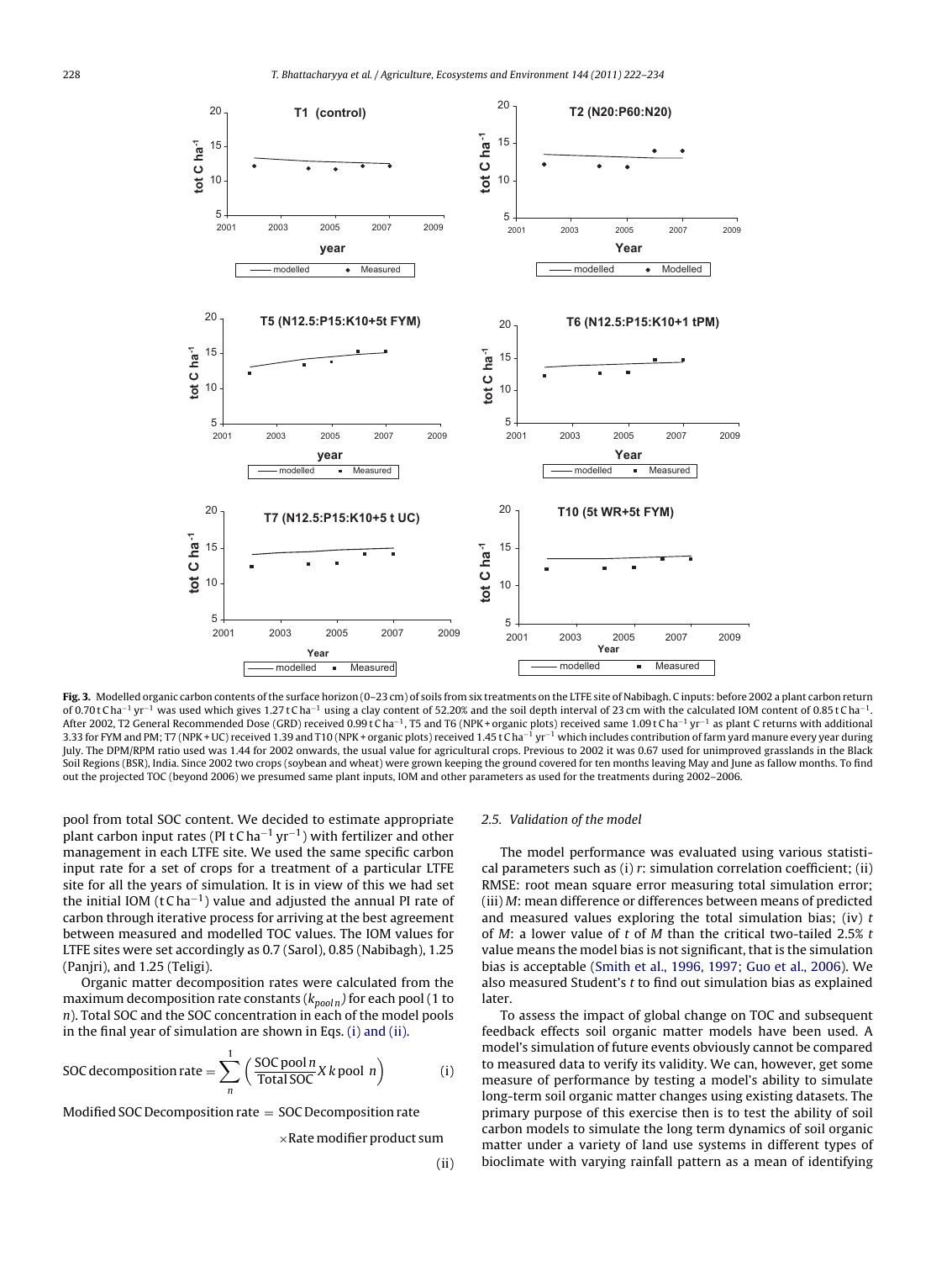**Fig. 3.** Modelled organic carbon contents of the surface horizon (0–23 cm) of soils from six treatments on the LTFE site of Nabibagh. C inputs: before 2002 a plant carbon return of 0.70 t C ha$^{-1}$ yr$^{-1}$ was used which gives 1.27 t C ha$^{-1}$ using a clay content of 52.20% and the soil depth interval of 23 cm with the calculated IOM content of 0.85 t C ha$^{-1}$. After 2002, T2 General Recommended Dose (GRD) received 0.99 t C ha$^{-1}$, T5 and T6 (NPK + organic plots) received same 1.09 t C ha$^{-1}$ yr$^{-1}$ as plant C returns with additional 3.33 for FYM and PM; T7 (NPK + UC) received 1.39 and T10 (NPK + organic plots) received 1.45 t C ha$^{-1}$ yr$^{-1}$ which includes contribution of farm yard manure every year during July. The DPM/RPM ratio used was 1.44 for 2002 onwards, the usual value for agricultural crops. Previous to 2002 it was 0.67 used for unimproved grasslands in the Black Soil Regions (BSR), India. Since 2002 two crops (soybean and wheat) were grown keeping the ground covered for ten months leaving May and June as fallow months. To find out the projected TOC (beyond 2006) we presumed same plant inputs, IOM and other parameters as used for the treatments during 2002–2006.

pool from total SOC content. We decided to estimate appropriate plant carbon input rates (PI t C ha$^{-1}$ yr$^{-1}$) with fertilizer and other management in each LTFE site. We used the same specific carbon input rate for a set of crops for a treatment of a particular LTFE site for all the years of simulation. It is in view of this we had set the initial IOM (t C ha$^{-1}$) value and adjusted the annual PI rate of carbon through iterative process for arriving at the best agreement between measured and modelled TOC values. The IOM values for LTFE sites were set accordingly as 0.7 (Sarol), 0.85 (Nabibagh), 1.25 (Panjri), and 1.25 (Teligi).

Organic matter decomposition rates were calculated from the maximum decomposition rate constants ($k_{pool\,n}$) for each pool (1 to $n$). Total SOC and the SOC concentration in each of the model pools in the final year of simulation are shown in Eqs. (i) and (ii).

$$\text{SOC decomposition rate} = \sum_{n}^{1} \left( \frac{\text{SOC pool } n}{\text{Total SOC}} X\, k \text{ pool } n \right) \qquad \text{(i)}$$

$$\text{Modified SOC Decomposition rate} = \text{SOC Decomposition rate} \times \text{Rate modifier product sum} \qquad \text{(ii)}$$

### 2.5. Validation of the model

The model performance was evaluated using various statistical parameters such as (i) $r$: simulation correlation coefficient; (ii) RMSE: root mean square error measuring total simulation error; (iii) $M$: mean difference or differences between means of predicted and measured values exploring the total simulation bias; (iv) $t$ of $M$: a lower value of $t$ of $M$ than the critical two-tailed 2.5% $t$ value means the model bias is not significant, that is the simulation bias is acceptable (Smith et al., 1996, 1997; Guo et al., 2006). We also measured Student's $t$ to find out simulation bias as explained later.

To assess the impact of global change on TOC and subsequent feedback effects soil organic matter models have been used. A model's simulation of future events obviously cannot be compared to measured data to verify its validity. We can, however, get some measure of performance by testing a model's ability to simulate long-term soil organic matter changes using existing datasets. The primary purpose of this exercise then is to test the ability of soil carbon models to simulate the long term dynamics of soil organic matter under a variety of land use systems in different types of bioclimate with varying rainfall pattern as a mean of identifying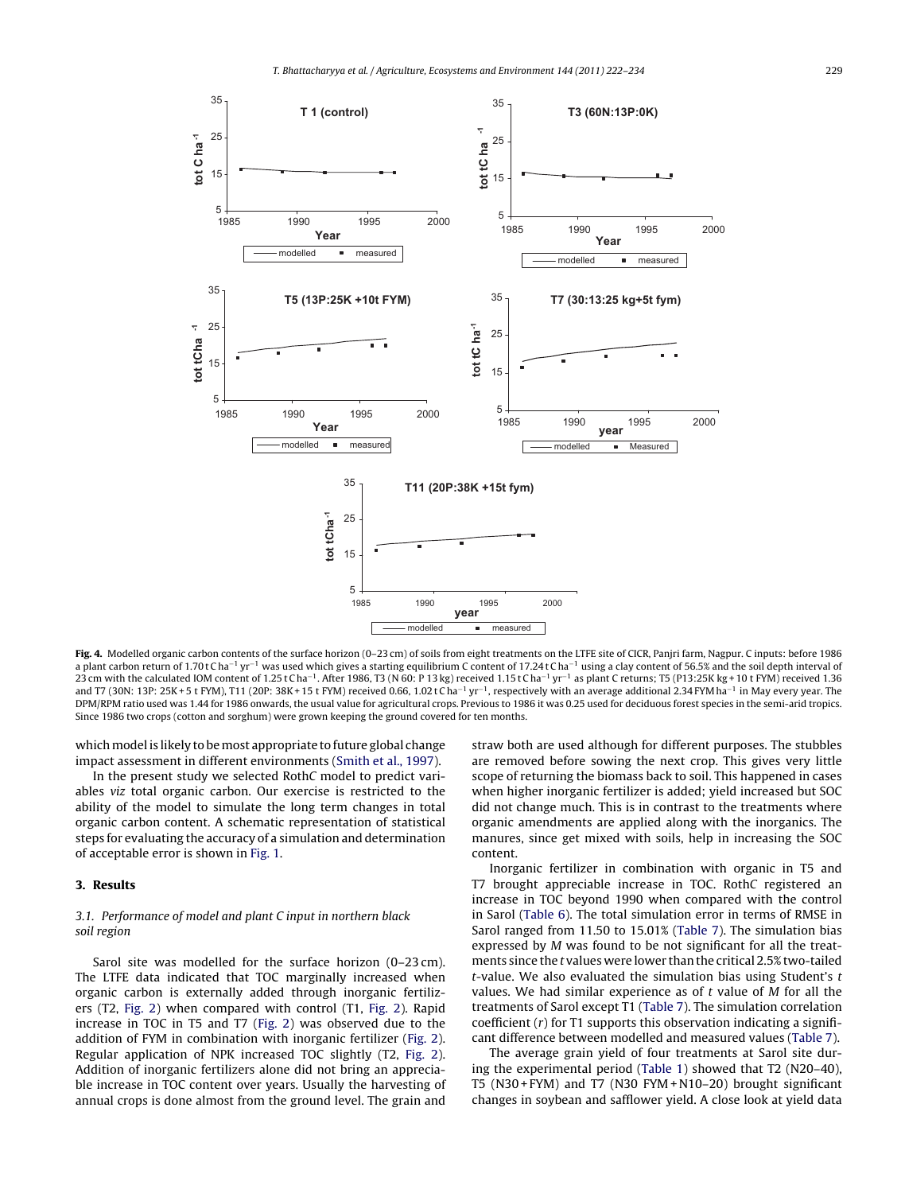**Fig. 4.** Modelled organic carbon contents of the surface horizon (0–23 cm) of soils from eight treatments on the LTFE site of CICR, Panjri farm, Nagpur. C inputs: before 1986 a plant carbon return of 1.70 t C ha$^{-1}$ yr$^{-1}$ was used which gives a starting equilibrium C content of 17.24 t C ha$^{-1}$ using a clay content of 56.5% and the soil depth interval of 23 cm with the calculated IOM content of 1.25 t C ha$^{-1}$. After 1986, T3 (N 60: P 13 kg) received 1.15 t C ha$^{-1}$ yr$^{-1}$ as plant C returns; T5 (P13:25K kg + 10 t FYM) received 1.36 and T7 (30N: 13P: 25K + 5 t FYM), T11 (20P: 38K + 15 t FYM) received 0.66, 1.02 t C ha$^{-1}$ yr$^{-1}$, respectively with an average additional 2.34 FYM ha$^{-1}$ in May every year. The DPM/RPM ratio used was 1.44 for 1986 onwards, the usual value for agricultural crops. Previous to 1986 it was 0.25 used for deciduous forest species in the semi-arid tropics. Since 1986 two crops (cotton and sorghum) were grown keeping the ground covered for ten months.

which model is likely to be most appropriate to future global change impact assessment in different environments (Smith et al., 1997).

In the present study we selected Roth*C* model to predict variables *viz* total organic carbon. Our exercise is restricted to the ability of the model to simulate the long term changes in total organic carbon content. A schematic representation of statistical steps for evaluating the accuracy of a simulation and determination of acceptable error is shown in Fig. 1.

## 3. Results

### 3.1. Performance of model and plant C input in northern black soil region

Sarol site was modelled for the surface horizon (0–23 cm). The LTFE data indicated that TOC marginally increased when organic carbon is externally added through inorganic fertilizers (T2, Fig. 2) when compared with control (T1, Fig. 2). Rapid increase in TOC in T5 and T7 (Fig. 2) was observed due to the addition of FYM in combination with inorganic fertilizer (Fig. 2). Regular application of NPK increased TOC slightly (T2, Fig. 2). Addition of inorganic fertilizers alone did not bring an appreciable increase in TOC content over years. Usually the harvesting of annual crops is done almost from the ground level. The grain and straw both are used although for different purposes. The stubbles are removed before sowing the next crop. This gives very little scope of returning the biomass back to soil. This happened in cases when higher inorganic fertilizer is added; yield increased but SOC did not change much. This is in contrast to the treatments where organic amendments are applied along with the inorganics. The manures, since get mixed with soils, help in increasing the SOC content.

Inorganic fertilizer in combination with organic in T5 and T7 brought appreciable increase in TOC. Roth*C* registered an increase in TOC beyond 1990 when compared with the control in Sarol (Table 6). The total simulation error in terms of RMSE in Sarol ranged from 11.50 to 15.01% (Table 7). The simulation bias expressed by *M* was found to be not significant for all the treatments since the *t* values were lower than the critical 2.5% two-tailed *t*-value. We also evaluated the simulation bias using Student's *t* values. We had similar experience as of *t* value of *M* for all the treatments of Sarol except T1 (Table 7). The simulation correlation coefficient (*r*) for T1 supports this observation indicating a significant difference between modelled and measured values (Table 7).

The average grain yield of four treatments at Sarol site during the experimental period (Table 1) showed that T2 (N20–40), T5 (N30 + FYM) and T7 (N30 FYM + N10–20) brought significant changes in soybean and safflower yield. A close look at yield data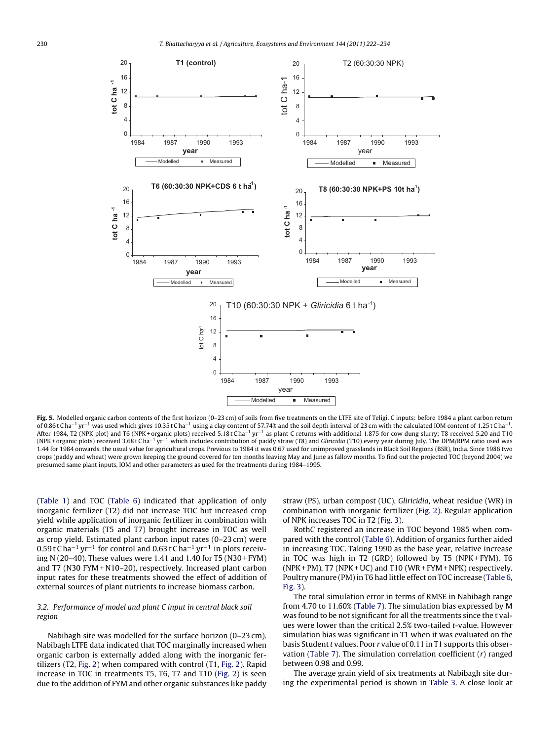**Fig. 5.** Modelled organic carbon contents of the first horizon (0–23 cm) of soils from five treatments on the LTFE site of Teligi. C inputs: before 1984 a plant carbon return of 0.86 t C $ha^{-1}$ $yr^{-1}$ was used which gives 10.35 t C $ha^{-1}$ using a clay content of 57.74% and the soil depth interval of 23 cm with the calculated IOM content of 1.25 t C $ha^{-1}$. After 1984, T2 (NPK plot) and T6 (NPK + organic plots) received 5.18 t C $ha^{-1}$ $yr^{-1}$ as plant C returns with additional 1.875 for cow dung slurry; T8 received 5.20 and T10 (NPK + organic plots) received 3.68 t C $ha^{-1}$ $yr^{-1}$ which includes contribution of paddy straw (T8) and *Gliricidia* (T10) every year during July. The DPM/RPM ratio used was 1.44 for 1984 onwards, the usual value for agricultural crops. Previous to 1984 it was 0.67 used for unimproved grasslands in Black Soil Regions (BSR), India. Since 1986 two crops (paddy and wheat) were grown keeping the ground covered for ten months leaving May and June as fallow months. To find out the projected TOC (beyond 2004) we presumed same plant inputs, IOM and other parameters as used for the treatments during 1984–1995.

(Table 1) and TOC (Table 6) indicated that application of only inorganic fertilizer (T2) did not increase TOC but increased crop yield while application of inorganic fertilizer in combination with organic materials (T5 and T7) brought increase in TOC as well as crop yield. Estimated plant carbon input rates (0–23 cm) were 0.59 t C $ha^{-1}$ $yr^{-1}$ for control and 0.63 t C $ha^{-1}$ $yr^{-1}$ in plots receiving N (20–40). These values were 1.41 and 1.40 for T5 (N30 + FYM) and T7 (N30 FYM + N10–20), respectively. Increased plant carbon input rates for these treatments showed the effect of addition of external sources of plant nutrients to increase biomass carbon.

### 3.2. Performance of model and plant C input in central black soil region

Nabibagh site was modelled for the surface horizon (0–23 cm). Nabibagh LTFE data indicated that TOC marginally increased when organic carbon is externally added along with the inorganic fertilizers (T2, Fig. 2) when compared with control (T1, Fig. 2). Rapid increase in TOC in treatments T5, T6, T7 and T10 (Fig. 2) is seen due to the addition of FYM and other organic substances like paddy straw (PS), urban compost (UC), *Gliricidia*, wheat residue (WR) in combination with inorganic fertilizer (Fig. 2). Regular application of NPK increases TOC in T2 (Fig. 3).

RothC registered an increase in TOC beyond 1985 when compared with the control (Table 6). Addition of organics further aided in increasing TOC. Taking 1990 as the base year, relative increase in TOC was high in T2 (GRD) followed by T5 (NPK + FYM), T6 (NPK + PM), T7 (NPK + UC) and T10 (WR + FYM + NPK) respectively. Poultry manure (PM) in T6 had little effect on TOC increase (Table 6, Fig. 3).

The total simulation error in terms of RMSE in Nabibagh range from 4.70 to 11.60% (Table 7). The simulation bias expressed by M was found to be not significant for all the treatments since the t values were lower than the critical 2.5% two-tailed *t*-value. However simulation bias was significant in T1 when it was evaluated on the basis Student *t* values. Poor *r* value of 0.11 in T1 supports this observation (Table 7). The simulation correlation coefficient (*r*) ranged between 0.98 and 0.99.

The average grain yield of six treatments at Nabibagh site during the experimental period is shown in Table 3. A close look at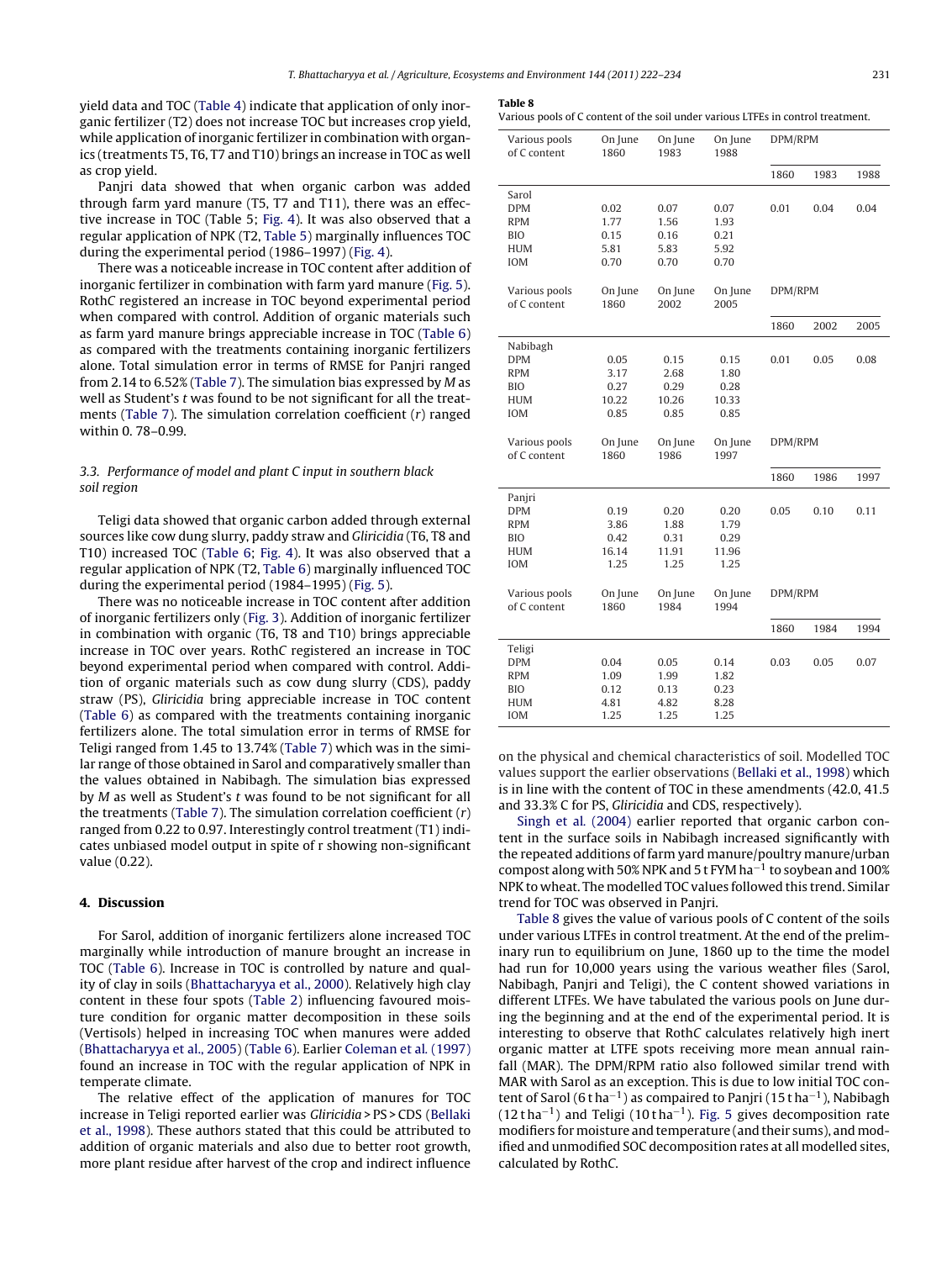yield data and TOC (Table 4) indicate that application of only inorganic fertilizer (T2) does not increase TOC but increases crop yield, while application of inorganic fertilizer in combination with organics (treatments T5, T6, T7 and T10) brings an increase in TOC as well as crop yield.

Panjri data showed that when organic carbon was added through farm yard manure (T5, T7 and T11), there was an effective increase in TOC (Table 5; Fig. 4). It was also observed that a regular application of NPK (T2, Table 5) marginally influences TOC during the experimental period (1986–1997) (Fig. 4).

There was a noticeable increase in TOC content after addition of inorganic fertilizer in combination with farm yard manure (Fig. 5). Roth*C* registered an increase in TOC beyond experimental period when compared with control. Addition of organic materials such as farm yard manure brings appreciable increase in TOC (Table 6) as compared with the treatments containing inorganic fertilizers alone. Total simulation error in terms of RMSE for Panjri ranged from 2.14 to 6.52% (Table 7). The simulation bias expressed by *M* as well as Student's *t* was found to be not significant for all the treatments (Table 7). The simulation correlation coefficient (*r*) ranged within 0. 78–0.99.

### 3.3. Performance of model and plant C input in southern black soil region

Teligi data showed that organic carbon added through external sources like cow dung slurry, paddy straw and *Gliricidia* (T6, T8 and T10) increased TOC (Table 6; Fig. 4). It was also observed that a regular application of NPK (T2, Table 6) marginally influenced TOC during the experimental period (1984–1995) (Fig. 5).

There was no noticeable increase in TOC content after addition of inorganic fertilizers only (Fig. 3). Addition of inorganic fertilizer in combination with organic (T6, T8 and T10) brings appreciable increase in TOC over years. Roth*C* registered an increase in TOC beyond experimental period when compared with control. Addition of organic materials such as cow dung slurry (CDS), paddy straw (PS), *Gliricidia* bring appreciable increase in TOC content (Table 6) as compared with the treatments containing inorganic fertilizers alone. The total simulation error in terms of RMSE for Teligi ranged from 1.45 to 13.74% (Table 7) which was in the similar range of those obtained in Sarol and comparatively smaller than the values obtained in Nabibagh. The simulation bias expressed by *M* as well as Student's *t* was found to be not significant for all the treatments (Table 7). The simulation correlation coefficient (*r*) ranged from 0.22 to 0.97. Interestingly control treatment (T1) indicates unbiased model output in spite of r showing non-significant value (0.22).

## 4. Discussion

For Sarol, addition of inorganic fertilizers alone increased TOC marginally while introduction of manure brought an increase in TOC (Table 6). Increase in TOC is controlled by nature and quality of clay in soils (Bhattacharyya et al., 2000). Relatively high clay content in these four spots (Table 2) influencing favoured moisture condition for organic matter decomposition in these soils (Vertisols) helped in increasing TOC when manures were added (Bhattacharyya et al., 2005) (Table 6). Earlier Coleman et al. (1997) found an increase in TOC with the regular application of NPK in temperate climate.

The relative effect of the application of manures for TOC increase in Teligi reported earlier was *Gliricidia* > PS > CDS (Bellaki et al., 1998). These authors stated that this could be attributed to addition of organic materials and also due to better root growth, more plant residue after harvest of the crop and indirect influence

**Table 8**
Various pools of C content of the soil under various LTFEs in control treatment.

| Various pools of C content | On June 1860 | On June 1983 | On June 1988 | DPM/RPM | | |
|---|---|---|---|---|---|---|
| | | | | 1860 | 1983 | 1988 |
| Sarol | | | | | | |
| DPM | 0.02 | 0.07 | 0.07 | 0.01 | 0.04 | 0.04 |
| RPM | 1.77 | 1.56 | 1.93 | | | |
| BIO | 0.15 | 0.16 | 0.21 | | | |
| HUM | 5.81 | 5.83 | 5.92 | | | |
| IOM | 0.70 | 0.70 | 0.70 | | | |
| **Various pools of C content** | **On June 1860** | **On June 2002** | **On June 2005** | **DPM/RPM** | | |
| | | | | 1860 | 2002 | 2005 |
| Nabibagh | | | | | | |
| DPM | 0.05 | 0.15 | 0.15 | 0.01 | 0.05 | 0.08 |
| RPM | 3.17 | 2.68 | 1.80 | | | |
| BIO | 0.27 | 0.29 | 0.28 | | | |
| HUM | 10.22 | 10.26 | 10.33 | | | |
| IOM | 0.85 | 0.85 | 0.85 | | | |
| **Various pools of C content** | **On June 1860** | **On June 1986** | **On June 1997** | **DPM/RPM** | | |
| | | | | 1860 | 1986 | 1997 |
| Panjri | | | | | | |
| DPM | 0.19 | 0.20 | 0.20 | 0.05 | 0.10 | 0.11 |
| RPM | 3.86 | 1.88 | 1.79 | | | |
| BIO | 0.42 | 0.31 | 0.29 | | | |
| HUM | 16.14 | 11.91 | 11.96 | | | |
| IOM | 1.25 | 1.25 | 1.25 | | | |
| **Various pools of C content** | **On June 1860** | **On June 1984** | **On June 1994** | **DPM/RPM** | | |
| | | | | 1860 | 1984 | 1994 |
| Teligi | | | | | | |
| DPM | 0.04 | 0.05 | 0.14 | 0.03 | 0.05 | 0.07 |
| RPM | 1.09 | 1.99 | 1.82 | | | |
| BIO | 0.12 | 0.13 | 0.23 | | | |
| HUM | 4.81 | 4.82 | 8.28 | | | |
| IOM | 1.25 | 1.25 | 1.25 | | | |

on the physical and chemical characteristics of soil. Modelled TOC values support the earlier observations (Bellaki et al., 1998) which is in line with the content of TOC in these amendments (42.0, 41.5 and 33.3% C for PS, *Gliricidia* and CDS, respectively).

Singh et al. (2004) earlier reported that organic carbon content in the surface soils in Nabibagh increased significantly with the repeated additions of farm yard manure/poultry manure/urban compost along with 50% NPK and 5 t FYM ha$^{-1}$ to soybean and 100% NPK to wheat. The modelled TOC values followed this trend. Similar trend for TOC was observed in Panjri.

Table 8 gives the value of various pools of C content of the soils under various LTFEs in control treatment. At the end of the preliminary run to equilibrium on June, 1860 up to the time the model had run for 10,000 years using the various weather files (Sarol, Nabibagh, Panjri and Teligi), the C content showed variations in different LTFEs. We have tabulated the various pools on June during the beginning and at the end of the experimental period. It is interesting to observe that Roth*C* calculates relatively high inert organic matter at LTFE spots receiving more mean annual rainfall (MAR). The DPM/RPM ratio also followed similar trend with MAR with Sarol as an exception. This is due to low initial TOC content of Sarol (6 t ha$^{-1}$) as compaired to Panjri (15 t ha$^{-1}$), Nabibagh (12 t ha$^{-1}$) and Teligi (10 t ha$^{-1}$). Fig. 5 gives decomposition rate modifiers for moisture and temperature (and their sums), and modified and unmodified SOC decomposition rates at all modelled sites, calculated by Roth*C*.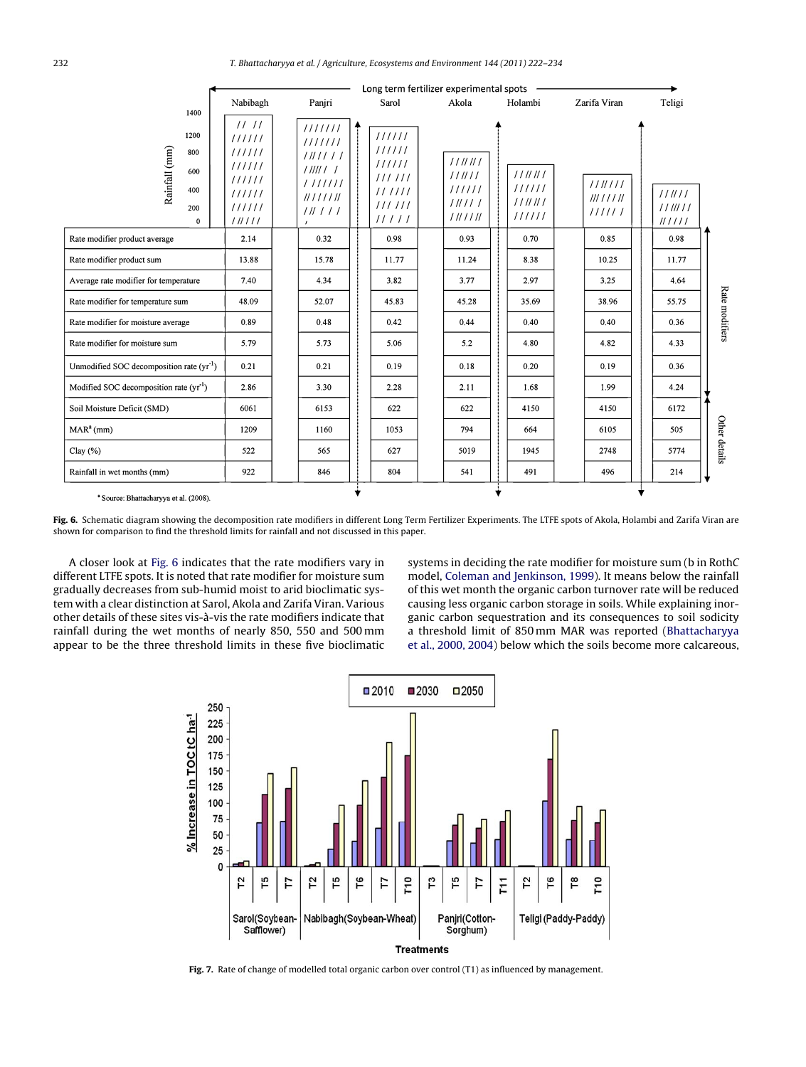| | Nabibagh | Panjri | Sarol | Akola | Holambi | Zarifa Viran | Teligi |
|---|---|---|---|---|---|---|---|
| Rate modifier product average | 2.14 | 0.32 | 0.98 | 0.93 | 0.70 | 0.85 | 0.98 |
| Rate modifier product sum | 13.88 | 15.78 | 11.77 | 11.24 | 8.38 | 10.25 | 11.77 |
| Average rate modifier for temperature | 7.40 | 4.34 | 3.82 | 3.77 | 2.97 | 3.25 | 4.64 |
| Rate modifier for temperature sum | 48.09 | 52.07 | 45.83 | 45.28 | 35.69 | 38.96 | 55.75 |
| Rate modifier for moisture average | 0.89 | 0.48 | 0.42 | 0.44 | 0.40 | 0.40 | 0.36 |
| Rate modifier for moisture sum | 5.79 | 5.73 | 5.06 | 5.2 | 4.80 | 4.82 | 4.33 |
| Unmodified SOC decomposition rate ($yr^{-1}$) | 0.21 | 0.21 | 0.19 | 0.18 | 0.20 | 0.19 | 0.36 |
| Modified SOC decomposition rate ($yr^{-1}$) | 2.86 | 3.30 | 2.28 | 2.11 | 1.68 | 1.99 | 4.24 |
| Soil Moisture Deficit (SMD) | 6061 | 6153 | 622 | 622 | 4150 | 4150 | 6172 |
| MAR[a] (mm) | 1209 | 1160 | 1053 | 794 | 664 | 6105 | 505 |
| Clay (%) | 522 | 565 | 627 | 5019 | 1945 | 2748 | 5774 |
| Rainfall in wet months (mm) | 922 | 846 | 804 | 541 | 491 | 496 | 214 |

[a] Source: Bhattacharyya et al. (2008).

**Fig. 6.** Schematic diagram showing the decomposition rate modifiers in different Long Term Fertilizer Experiments. The LTFE spots of Akola, Holambi and Zarifa Viran are shown for comparison to find the threshold limits for rainfall and not discussed in this paper.

A closer look at Fig. 6 indicates that the rate modifiers vary in different LTFE spots. It is noted that rate modifier for moisture sum gradually decreases from sub-humid moist to arid bioclimatic system with a clear distinction at Sarol, Akola and Zarifa Viran. Various other details of these sites vis-à-vis the rate modifiers indicate that rainfall during the wet months of nearly 850, 550 and 500 mm appear to be the three threshold limits in these five bioclimatic systems in deciding the rate modifier for moisture sum (b in RothC model, Coleman and Jenkinson, 1999). It means below the rainfall of this wet month the organic carbon turnover rate will be reduced causing less organic carbon storage in soils. While explaining inorganic carbon sequestration and its consequences to soil sodicity a threshold limit of 850 mm MAR was reported (Bhattacharyya et al., 2000, 2004) below which the soils become more calcareous,

**Fig. 7.** Rate of change of modelled total organic carbon over control (T1) as influenced by management.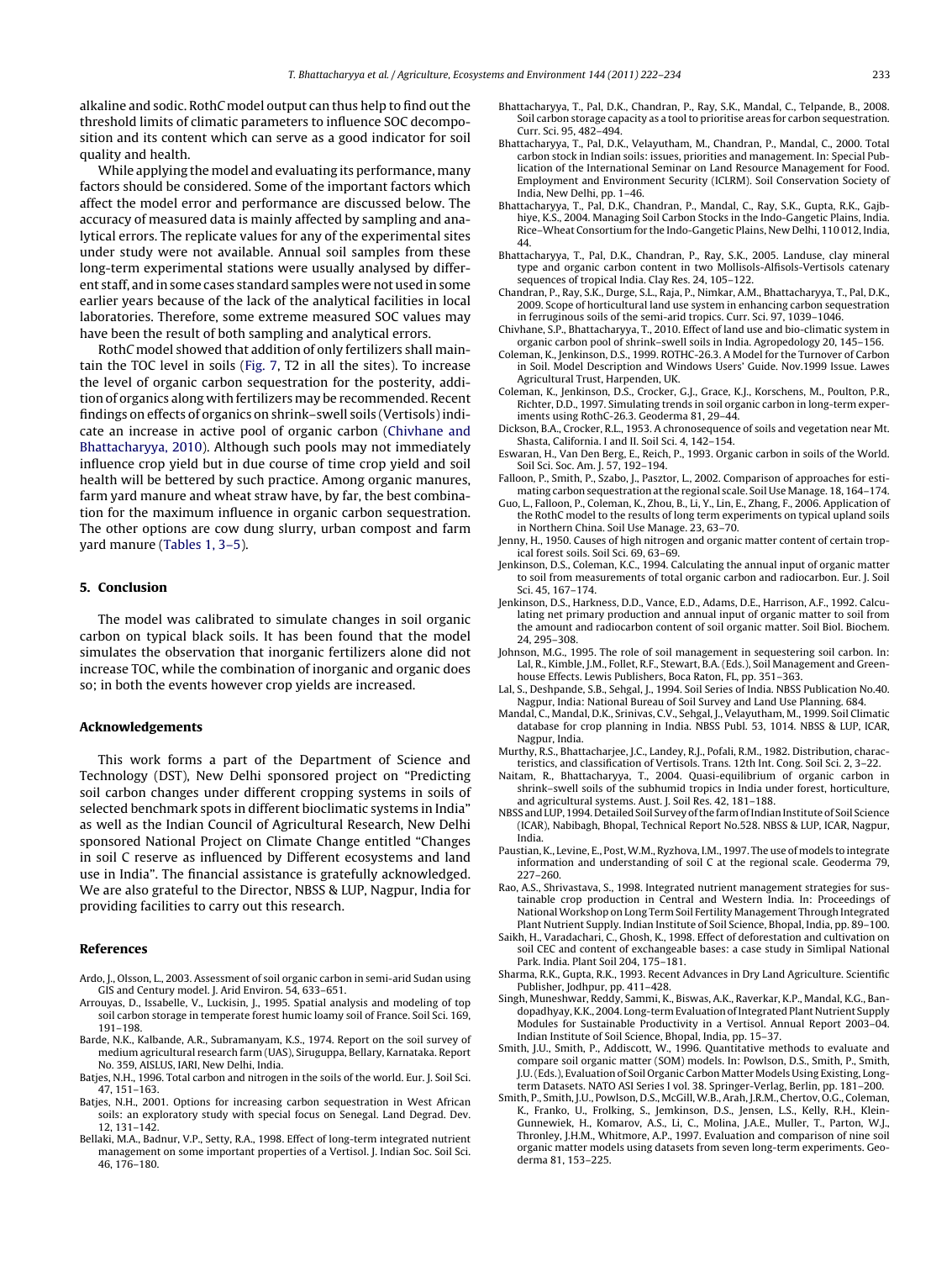alkaline and sodic. RothC model output can thus help to find out the threshold limits of climatic parameters to influence SOC decomposition and its content which can serve as a good indicator for soil quality and health.

While applying the model and evaluating its performance, many factors should be considered. Some of the important factors which affect the model error and performance are discussed below. The accuracy of measured data is mainly affected by sampling and analytical errors. The replicate values for any of the experimental sites under study were not available. Annual soil samples from these long-term experimental stations were usually analysed by different staff, and in some cases standard samples were not used in some earlier years because of the lack of the analytical facilities in local laboratories. Therefore, some extreme measured SOC values may have been the result of both sampling and analytical errors.

RothC model showed that addition of only fertilizers shall maintain the TOC level in soils (Fig. 7, T2 in all the sites). To increase the level of organic carbon sequestration for the posterity, addition of organics along with fertilizers may be recommended. Recent findings on effects of organics on shrink–swell soils (Vertisols) indicate an increase in active pool of organic carbon (Chivhane and Bhattacharyya, 2010). Although such pools may not immediately influence crop yield but in due course of time crop yield and soil health will be bettered by such practice. Among organic manures, farm yard manure and wheat straw have, by far, the best combination for the maximum influence in organic carbon sequestration. The other options are cow dung slurry, urban compost and farm yard manure (Tables 1, 3–5).

## 5. Conclusion

The model was calibrated to simulate changes in soil organic carbon on typical black soils. It has been found that the model simulates the observation that inorganic fertilizers alone did not increase TOC, while the combination of inorganic and organic does so; in both the events however crop yields are increased.

## Acknowledgements

This work forms a part of the Department of Science and Technology (DST), New Delhi sponsored project on "Predicting soil carbon changes under different cropping systems in soils of selected benchmark spots in different bioclimatic systems in India" as well as the Indian Council of Agricultural Research, New Delhi sponsored National Project on Climate Change entitled "Changes in soil C reserve as influenced by Different ecosystems and land use in India". The financial assistance is gratefully acknowledged. We are also grateful to the Director, NBSS & LUP, Nagpur, India for providing facilities to carry out this research.

## References

Ardo, J., Olsson, L., 2003. Assessment of soil organic carbon in semi-arid Sudan using GIS and Century model. J. Arid Environ. 54, 633–651.

Arrouyas, D., Issabelle, V., Luckisin, J., 1995. Spatial analysis and modeling of top soil carbon storage in temperate forest humic loamy soil of France. Soil Sci. 169, 191–198.

Barde, N.K., Kalbande, A.R., Subramanyam, K.S., 1974. Report on the soil survey of medium agricultural research farm (UAS), Siruguppa, Bellary, Karnataka. Report No. 359, AISLUS, IARI, New Delhi, India.

Batjes, N.H., 1996. Total carbon and nitrogen in the soils of the world. Eur. J. Soil Sci. 47, 151–163.

Batjes, N.H., 2001. Options for increasing carbon sequestration in West African soils: an exploratory study with special focus on Senegal. Land Degrad. Dev. 12, 131–142.

Bellaki, M.A., Badnur, V.P., Setty, R.A., 1998. Effect of long-term integrated nutrient management on some important properties of a Vertisol. J. Indian Soc. Soil Sci. 46, 176–180.

Bhattacharyya, T., Pal, D.K., Chandran, P., Ray, S.K., Mandal, C., Telpande, B., 2008. Soil carbon storage capacity as a tool to prioritise areas for carbon sequestration. Curr. Sci. 95, 482–494.

Bhattacharyya, T., Pal, D.K., Velayutham, M., Chandran, P., Mandal, C., 2000. Total carbon stock in Indian soils: issues, priorities and management. In: Special Publication of the International Seminar on Land Resource Management for Food. Employment and Environment Security (ICLRM). Soil Conservation Society of India, New Delhi, pp. 1–46.

Bhattacharyya, T., Pal, D.K., Chandran, P., Mandal, C., Ray, S.K., Gupta, R.K., Gajbhiye, K.S., 2004. Managing Soil Carbon Stocks in the Indo-Gangetic Plains, India. Rice–Wheat Consortium for the Indo-Gangetic Plains, New Delhi, 110 012, India, 44.

Bhattacharyya, T., Pal, D.K., Chandran, P., Ray, S.K., 2005. Landuse, clay mineral type and organic carbon content in two Mollisols-Alfisols-Vertisols catenary sequences of tropical India. Clay Res. 24, 105–122.

Chandran, P., Ray, S.K., Durge, S.L., Raja, P., Nimkar, A.M., Bhattacharyya, T., Pal, D.K., 2009. Scope of horticultural land use system in enhancing carbon sequestration in ferruginous soils of the semi-arid tropics. Curr. Sci. 97, 1039–1046.

Chivhane, S.P., Bhattacharyya, T., 2010. Effect of land use and bio-climatic system in organic carbon pool of shrink–swell soils in India. Agropedology 20, 145–156.

Coleman, K., Jenkinson, D.S., 1999. ROTHC-26.3. A Model for the Turnover of Carbon in Soil. Model Description and Windows Users' Guide. Nov.1999 Issue. Lawes Agricultural Trust, Harpenden, UK.

Coleman, K., Jenkinson, D.S., Crocker, G.J., Grace, K.J., Korschens, M., Poulton, P.R., Richter, D.D., 1997. Simulating trends in soil organic carbon in long-term experiments using RothC-26.3. Geoderma 81, 29–44.

Dickson, B.A., Crocker, R.L., 1953. A chronosequence of soils and vegetation near Mt. Shasta, California. I and II. Soil Sci. 4, 142–154.

Eswaran, H., Van Den Berg, E., Reich, P., 1993. Organic carbon in soils of the World. Soil Sci. Soc. Am. J. 57, 192–194.

Falloon, P., Smith, P., Szabo, J., Pasztor, L., 2002. Comparison of approaches for estimating carbon sequestration at the regional scale. Soil Use Manage. 18, 164–174.

Guo, L., Falloon, P., Coleman, K., Zhou, B., Li, Y., Lin, E., Zhang, F., 2006. Application of the RothC model to the results of long term experiments on typical upland soils in Northern China. Soil Use Manage. 23, 63–70.

Jenny, H., 1950. Causes of high nitrogen and organic matter content of certain tropical forest soils. Soil Sci. 69, 63–69.

Jenkinson, D.S., Coleman, K.C., 1994. Calculating the annual input of organic matter to soil from measurements of total organic carbon and radiocarbon. Eur. J. Soil Sci. 45, 167–174.

Jenkinson, D.S., Harkness, D.D., Vance, E.D., Adams, D.E., Harrison, A.F., 1992. Calculating net primary production and annual input of organic matter to soil from the amount and radiocarbon content of soil organic matter. Soil Biol. Biochem. 24, 295–308.

Johnson, M.G., 1995. The role of soil management in sequestering soil carbon. In: Lal, R., Kimble, J.M., Follet, R.F., Stewart, B.A. (Eds.), Soil Management and Greenhouse Effects. Lewis Publishers, Boca Raton, FL, pp. 351–363.

Lal, S., Deshpande, S.B., Sehgal, J., 1994. Soil Series of India. NBSS Publication No.40. Nagpur, India: National Bureau of Soil Survey and Land Use Planning. 684.

Mandal, C., Mandal, D.K., Srinivas, C.V., Sehgal, J., Velayutham, M., 1999. Soil Climatic database for crop planning in India. NBSS Publ. 53, 1014. NBSS & LUP, ICAR, Nagpur, India.

Murthy, R.S., Bhattacharjee, J.C., Landey, R.J., Pofali, R.M., 1982. Distribution, characteristics, and classification of Vertisols. Trans. 12th Int. Cong. Soil Sci. 2, 3–22.

Naitam, R., Bhattacharyya, T., 2004. Quasi-equilibrium of organic carbon in shrink–swell soils of the subhumid tropics in India under forest, horticulture, and agricultural systems. Aust. J. Soil Res. 42, 181–188.

NBSS and LUP, 1994. Detailed Soil Survey of the farm of Indian Institute of Soil Science (ICAR), Nabibagh, Bhopal, Technical Report No.528. NBSS & LUP, ICAR, Nagpur, India.

Paustian, K., Levine, E., Post, W.M., Ryzhova, I.M., 1997. The use of models to integrate information and understanding of soil C at the regional scale. Geoderma 79, 227–260.

Rao, A.S., Shrivastava, S., 1998. Integrated nutrient management strategies for sustainable crop production in Central and Western India. In: Proceedings of National Workshop on Long Term Soil Fertility Management Through Integrated Plant Nutrient Supply. Indian Institute of Soil Science, Bhopal, India, pp. 89–100.

Saikh, H., Varadachari, C., Ghosh, K., 1998. Effect of deforestation and cultivation on soil CEC and content of exchangeable bases: a case study in Simlipal National Park. India. Plant Soil 204, 175–181.

Sharma, R.K., Gupta, R.K., 1993. Recent Advances in Dry Land Agriculture. Scientific Publisher, Jodhpur, pp. 411–428.

Singh, Muneshwar, Reddy, Sammi, K., Biswas, A.K., Raverkar, K.P., Mandal, K.G., Bandopadhyay, K.K., 2004. Long-term Evaluation of Integrated Plant Nutrient Supply Modules for Sustainable Productivity in a Vertisol. Annual Report 2003–04. Indian Institute of Soil Science, Bhopal, India, pp. 15–37.

Smith, J.U., Smith, P., Addiscott, W., 1996. Quantitative methods to evaluate and compare soil organic matter (SOM) models. In: Powlson, D.S., Smith, P., Smith, J.U. (Eds.), Evaluation of Soil Organic Carbon Matter Models Using Existing, Long-term Datasets. NATO ASI Series I vol. 38. Springer-Verlag, Berlin, pp. 181–200.

Smith, P., Smith, J.U., Powlson, D.S., McGill, W.B., Arah, J.R.M., Chertov, O.G., Coleman, K., Franko, U., Frolking, S., Jemkinson, D.S., Jensen, L.S., Kelly, R.H., Klein-Gunnewiek, H., Komarov, A.S., Li, C., Molina, J.A.E., Muller, T., Parton, W.J., Throney, J.H.M., Whitmore, A.P., 1997. Evaluation and comparison of nine soil organic matter models using datasets from seven long-term experiments. Geoderma 81, 153–225.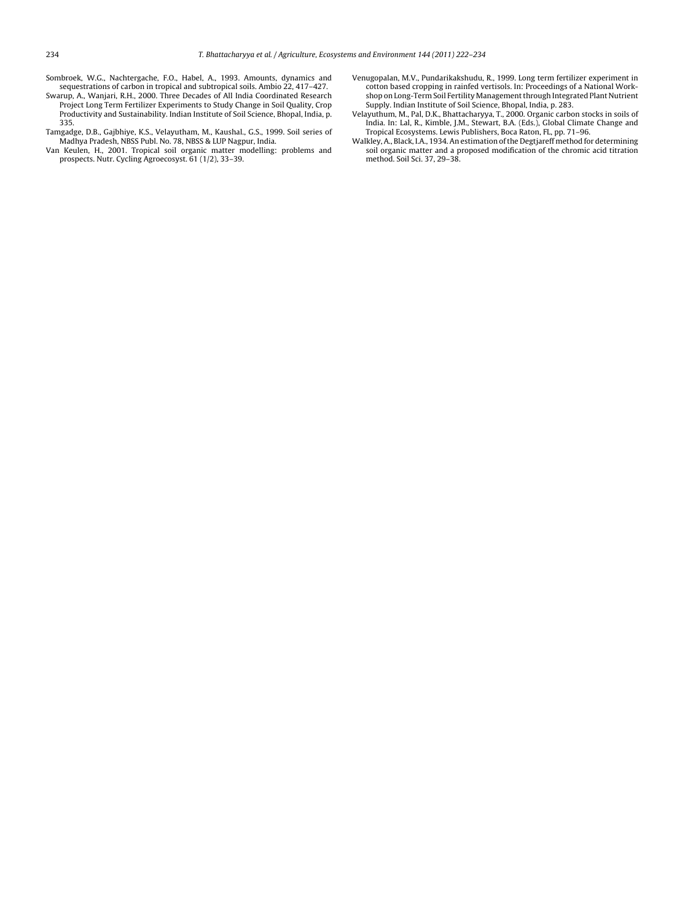Sombroek, W.G., Nachtergache, F.O., Habel, A., 1993. Amounts, dynamics and sequestrations of carbon in tropical and subtropical soils. Ambio 22, 417–427.

Swarup, A., Wanjari, R.H., 2000. Three Decades of All India Coordinated Research Project Long Term Fertilizer Experiments to Study Change in Soil Quality, Crop Productivity and Sustainability. Indian Institute of Soil Science, Bhopal, India, p. 335.

Tamgadge, D.B., Gajbhiye, K.S., Velayutham, M., Kaushal., G.S., 1999. Soil series of Madhya Pradesh, NBSS Publ. No. 78, NBSS & LUP Nagpur, India.

Van Keulen, H., 2001. Tropical soil organic matter modelling: problems and prospects. Nutr. Cycling Agroecosyst. 61 (1/2), 33–39.

Venugopalan, M.V., Pundarikakshudu, R., 1999. Long term fertilizer experiment in cotton based cropping in rainfed vertisols. In: Proceedings of a National Workshop on Long-Term Soil Fertility Management through Integrated Plant Nutrient Supply. Indian Institute of Soil Science, Bhopal, India, p. 283.

Velayuthum, M., Pal, D.K., Bhattacharyya, T., 2000. Organic carbon stocks in soils of India. In: Lal, R., Kimble, J.M., Stewart, B.A. (Eds.), Global Climate Change and Tropical Ecosystems. Lewis Publishers, Boca Raton, FL, pp. 71–96.

Walkley, A., Black, I.A., 1934. An estimation of the Degtjareff method for determining soil organic matter and a proposed modification of the chromic acid titration method. Soil Sci. 37, 29–38.